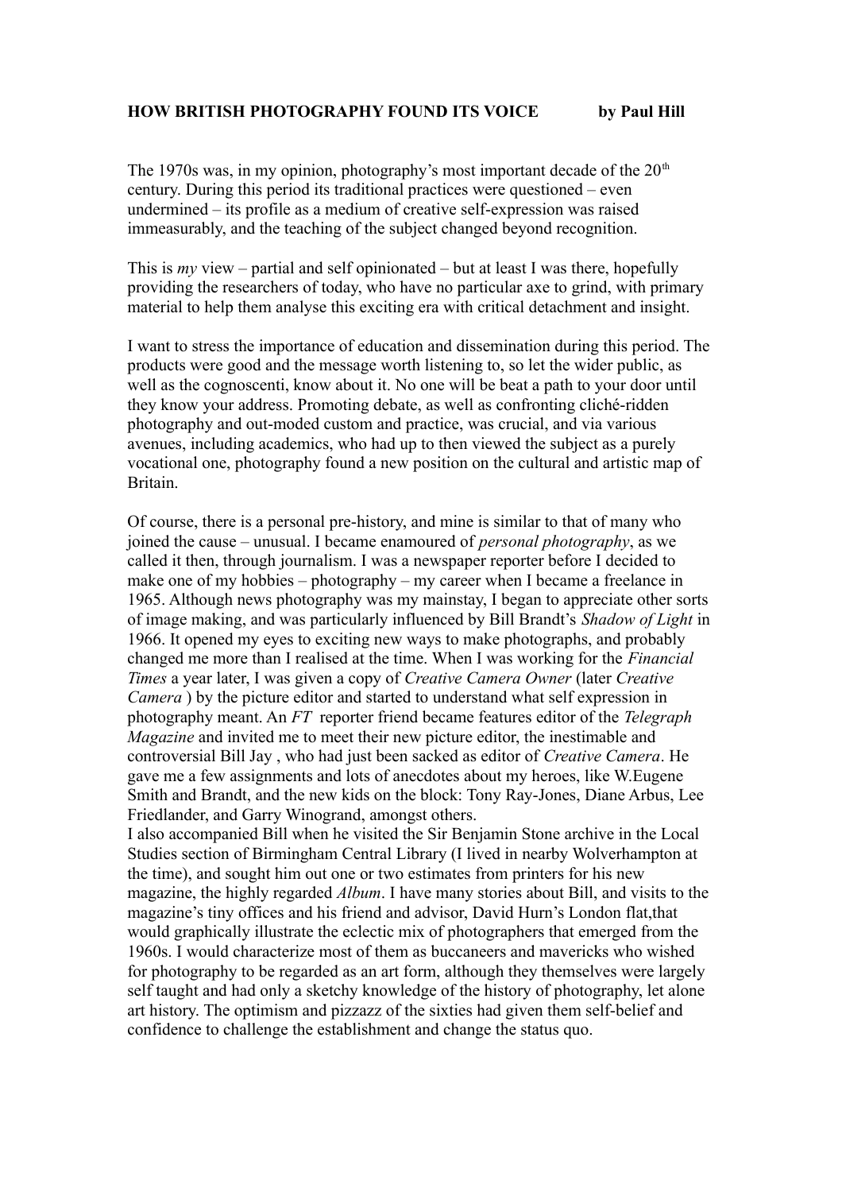# HOW BRITISH PHOTOGRAPHY FOUND ITS VOICE **by Paul Hill**

The 1970s was, in my opinion, photography's most important decade of the 20th century. During this period its traditional practices were questioned – even undermined – its profile as a medium of creative self-expression was raised immeasurably, and the teaching of the subject changed beyond recognition.

This is *my* view – partial and self opinionated – but at least I was there, hopefully providing the researchers of today, who have no particular axe to grind, with primary material to help them analyse this exciting era with critical detachment and insight.

I want to stress the importance of education and dissemination during this period. The products were good and the message worth listening to, so let the wider public, as well as the cognoscenti, know about it. No one will be beat a path to your door until they know your address. Promoting debate, as well as confronting cliché-ridden photography and out-moded custom and practice, was crucial, and via various avenues, including academics, who had up to then viewed the subject as a purely vocational one, photography found a new position on the cultural and artistic map of Britain.

Of course, there is a personal pre-history, and mine is similar to that of many who joined the cause – unusual. I became enamoured of *personal photography*, as we called it then, through journalism. I was a newspaper reporter before I decided to make one of my hobbies – photography – my career when I became a freelance in 1965. Although news photography was my mainstay, I began to appreciate other sorts of image making, and was particularly influenced by Bill Brandt's *Shadow of Light* in 1966. It opened my eyes to exciting new ways to make photographs, and probably changed me more than I realised at the time. When I was working for the *Financial Times* a year later, I was given a copy of *Creative Camera Owner* (later *Creative Camera* ) by the picture editor and started to understand what self expression in photography meant. An *FT* reporter friend became features editor of the *Telegraph Magazine* and invited me to meet their new picture editor, the inestimable and controversial Bill Jay , who had just been sacked as editor of *Creative Camera*. He gave me a few assignments and lots of anecdotes about my heroes, like W.Eugene Smith and Brandt, and the new kids on the block: Tony Ray-Jones, Diane Arbus, Lee Friedlander, and Garry Winogrand, amongst others.
I also accompanied Bill when he visited the Sir Benjamin Stone archive in the Local Studies section of Birmingham Central Library (I lived in nearby Wolverhampton at the time), and sought him out one or two estimates from printers for his new magazine, the highly regarded *Album*. I have many stories about Bill, and visits to the magazine's tiny offices and his friend and advisor, David Hurn's London flat,that would graphically illustrate the eclectic mix of photographers that emerged from the 1960s. I would characterize most of them as buccaneers and mavericks who wished for photography to be regarded as an art form, although they themselves were largely self taught and had only a sketchy knowledge of the history of photography, let alone art history. The optimism and pizzazz of the sixties had given them self-belief and confidence to challenge the establishment and change the status quo.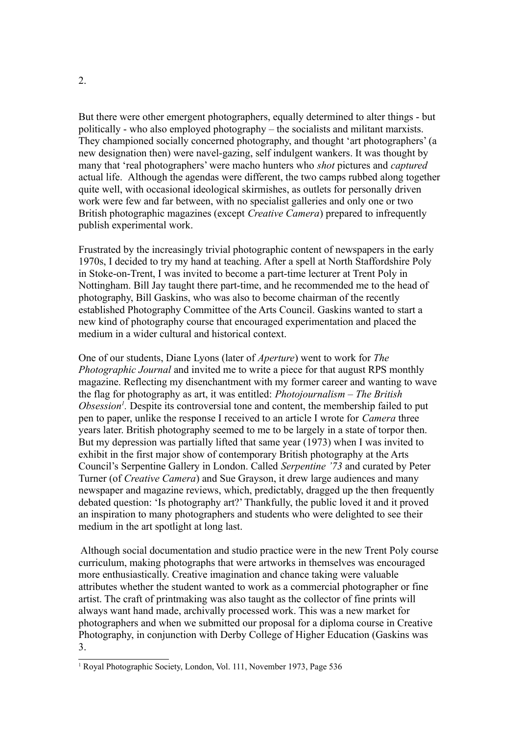But there were other emergent photographers, equally determined to alter things - but politically - who also employed photography – the socialists and militant marxists. They championed socially concerned photography, and thought 'art photographers' (a new designation then) were navel-gazing, self indulgent wankers. It was thought by many that 'real photographers' were macho hunters who *shot* pictures and *captured* actual life. Although the agendas were different, the two camps rubbed along together quite well, with occasional ideological skirmishes, as outlets for personally driven work were few and far between, with no specialist galleries and only one or two British photographic magazines (except *Creative Camera*) prepared to infrequently publish experimental work.

Frustrated by the increasingly trivial photographic content of newspapers in the early 1970s, I decided to try my hand at teaching. After a spell at North Staffordshire Poly in Stoke-on-Trent, I was invited to become a part-time lecturer at Trent Poly in Nottingham. Bill Jay taught there part-time, and he recommended me to the head of photography, Bill Gaskins, who was also to become chairman of the recently established Photography Committee of the Arts Council. Gaskins wanted to start a new kind of photography course that encouraged experimentation and placed the medium in a wider cultural and historical context.

One of our students, Diane Lyons (later of *Aperture*) went to work for *The Photographic Journal* and invited me to write a piece for that august RPS monthly magazine. Reflecting my disenchantment with my former career and wanting to wave the flag for photography as art, it was entitled: *Photojournalism – The British Obsession*[1]. Despite its controversial tone and content, the membership failed to put pen to paper, unlike the response I received to an article I wrote for *Camera* three years later. British photography seemed to me to be largely in a state of torpor then. But my depression was partially lifted that same year (1973) when I was invited to exhibit in the first major show of contemporary British photography at the Arts Council's Serpentine Gallery in London. Called *Serpentine '73* and curated by Peter Turner (of *Creative Camera*) and Sue Grayson, it drew large audiences and many newspaper and magazine reviews, which, predictably, dragged up the then frequently debated question: 'Is photography art?' Thankfully, the public loved it and it proved an inspiration to many photographers and students who were delighted to see their medium in the art spotlight at long last.

Although social documentation and studio practice were in the new Trent Poly course curriculum, making photographs that were artworks in themselves was encouraged more enthusiastically. Creative imagination and chance taking were valuable attributes whether the student wanted to work as a commercial photographer or fine artist. The craft of printmaking was also taught as the collector of fine prints will always want hand made, archivally processed work. This was a new market for photographers and when we submitted our proposal for a diploma course in Creative Photography, in conjunction with Derby College of Higher Education (Gaskins was

[1] Royal Photographic Society, London, Vol. 111, November 1973, Page 536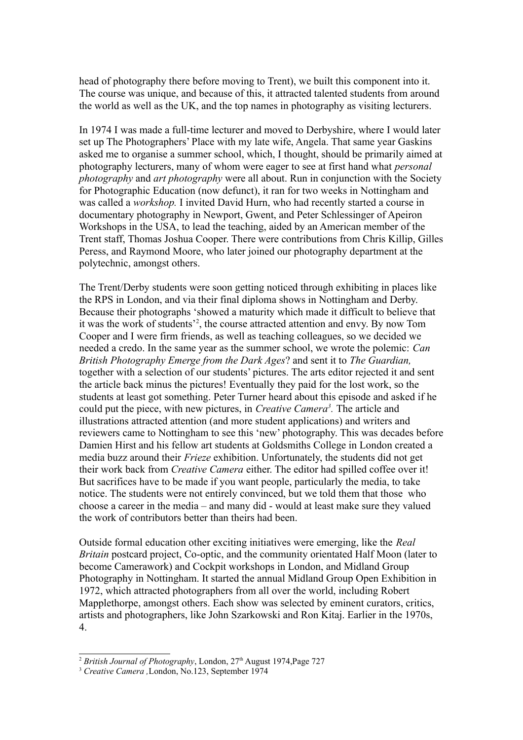head of photography there before moving to Trent), we built this component into it. The course was unique, and because of this, it attracted talented students from around the world as well as the UK, and the top names in photography as visiting lecturers.

In 1974 I was made a full-time lecturer and moved to Derbyshire, where I would later set up The Photographers' Place with my late wife, Angela. That same year Gaskins asked me to organise a summer school, which, I thought, should be primarily aimed at photography lecturers, many of whom were eager to see at first hand what *personal photography* and *art photography* were all about. Run in conjunction with the Society for Photographic Education (now defunct), it ran for two weeks in Nottingham and was called a *workshop.* I invited David Hurn, who had recently started a course in documentary photography in Newport, Gwent, and Peter Schlessinger of Apeiron Workshops in the USA, to lead the teaching, aided by an American member of the Trent staff, Thomas Joshua Cooper. There were contributions from Chris Killip, Gilles Peress, and Raymond Moore, who later joined our photography department at the polytechnic, amongst others.

The Trent/Derby students were soon getting noticed through exhibiting in places like the RPS in London, and via their final diploma shows in Nottingham and Derby. Because their photographs 'showed a maturity which made it difficult to believe that it was the work of students'[2], the course attracted attention and envy. By now Tom Cooper and I were firm friends, as well as teaching colleagues, so we decided we needed a credo. In the same year as the summer school, we wrote the polemic: *Can British Photography Emerge from the Dark Ages*? and sent it to *The Guardian,* together with a selection of our students' pictures. The arts editor rejected it and sent the article back minus the pictures! Eventually they paid for the lost work, so the students at least got something. Peter Turner heard about this episode and asked if he could put the piece, with new pictures, in *Creative Camera*[3]*.* The article and illustrations attracted attention (and more student applications) and writers and reviewers came to Nottingham to see this 'new' photography. This was decades before Damien Hirst and his fellow art students at Goldsmiths College in London created a media buzz around their *Frieze* exhibition. Unfortunately, the students did not get their work back from *Creative Camera* either. The editor had spilled coffee over it! But sacrifices have to be made if you want people, particularly the media, to take notice. The students were not entirely convinced, but we told them that those who choose a career in the media – and many did - would at least make sure they valued the work of contributors better than theirs had been.

Outside formal education other exciting initiatives were emerging, like the *Real Britain* postcard project, Co-optic, and the community orientated Half Moon (later to become Camerawork) and Cockpit workshops in London, and Midland Group Photography in Nottingham. It started the annual Midland Group Open Exhibition in 1972, which attracted photographers from all over the world, including Robert Mapplethorpe, amongst others. Each show was selected by eminent curators, critics, artists and photographers, like John Szarkowski and Ron Kitaj. Earlier in the 1970s,

---

[2] *British Journal of Photography*, London, 27th August 1974,Page 727

[3] *Creative Camera ,*London, No.123, September 1974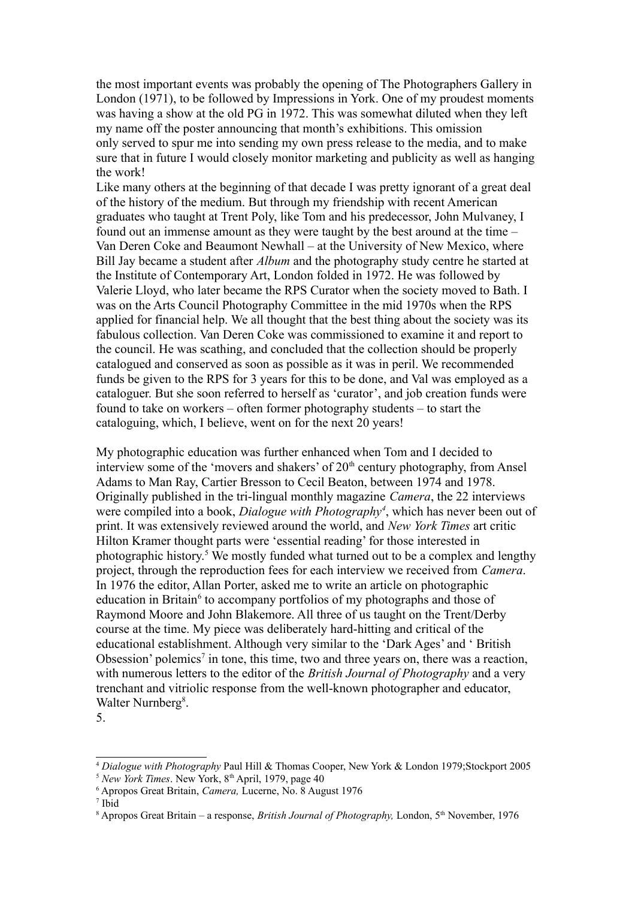the most important events was probably the opening of The Photographers Gallery in London (1971), to be followed by Impressions in York. One of my proudest moments was having a show at the old PG in 1972. This was somewhat diluted when they left my name off the poster announcing that month's exhibitions. This omission only served to spur me into sending my own press release to the media, and to make sure that in future I would closely monitor marketing and publicity as well as hanging the work!

Like many others at the beginning of that decade I was pretty ignorant of a great deal of the history of the medium. But through my friendship with recent American graduates who taught at Trent Poly, like Tom and his predecessor, John Mulvaney, I found out an immense amount as they were taught by the best around at the time – Van Deren Coke and Beaumont Newhall – at the University of New Mexico, where Bill Jay became a student after *Album* and the photography study centre he started at the Institute of Contemporary Art, London folded in 1972. He was followed by Valerie Lloyd, who later became the RPS Curator when the society moved to Bath. I was on the Arts Council Photography Committee in the mid 1970s when the RPS applied for financial help. We all thought that the best thing about the society was its fabulous collection. Van Deren Coke was commissioned to examine it and report to the council. He was scathing, and concluded that the collection should be properly catalogued and conserved as soon as possible as it was in peril. We recommended funds be given to the RPS for 3 years for this to be done, and Val was employed as a cataloguer. But she soon referred to herself as 'curator', and job creation funds were found to take on workers – often former photography students – to start the cataloguing, which, I believe, went on for the next 20 years!

My photographic education was further enhanced when Tom and I decided to interview some of the 'movers and shakers' of 20th century photography, from Ansel Adams to Man Ray, Cartier Bresson to Cecil Beaton, between 1974 and 1978. Originally published in the tri-lingual monthly magazine *Camera*, the 22 interviews were compiled into a book, *Dialogue with Photography*[4], which has never been out of print. It was extensively reviewed around the world, and *New York Times* art critic Hilton Kramer thought parts were 'essential reading' for those interested in photographic history.[5] We mostly funded what turned out to be a complex and lengthy project, through the reproduction fees for each interview we received from *Camera*. In 1976 the editor, Allan Porter, asked me to write an article on photographic education in Britain[6] to accompany portfolios of my photographs and those of Raymond Moore and John Blakemore. All three of us taught on the Trent/Derby course at the time. My piece was deliberately hard-hitting and critical of the educational establishment. Although very similar to the 'Dark Ages' and ' British Obsession' polemics[7] in tone, this time, two and three years on, there was a reaction, with numerous letters to the editor of the *British Journal of Photography* and a very trenchant and vitriolic response from the well-known photographer and educator, Walter Nurnberg[8].

---

[4] *Dialogue with Photography* Paul Hill & Thomas Cooper, New York & London 1979;Stockport 2005

[5] *New York Times*. New York, 8th April, 1979, page 40

[6] Apropos Great Britain, *Camera,* Lucerne, No. 8 August 1976

[7] Ibid

[8] Apropos Great Britain – a response, *British Journal of Photography,* London, 5th November, 1976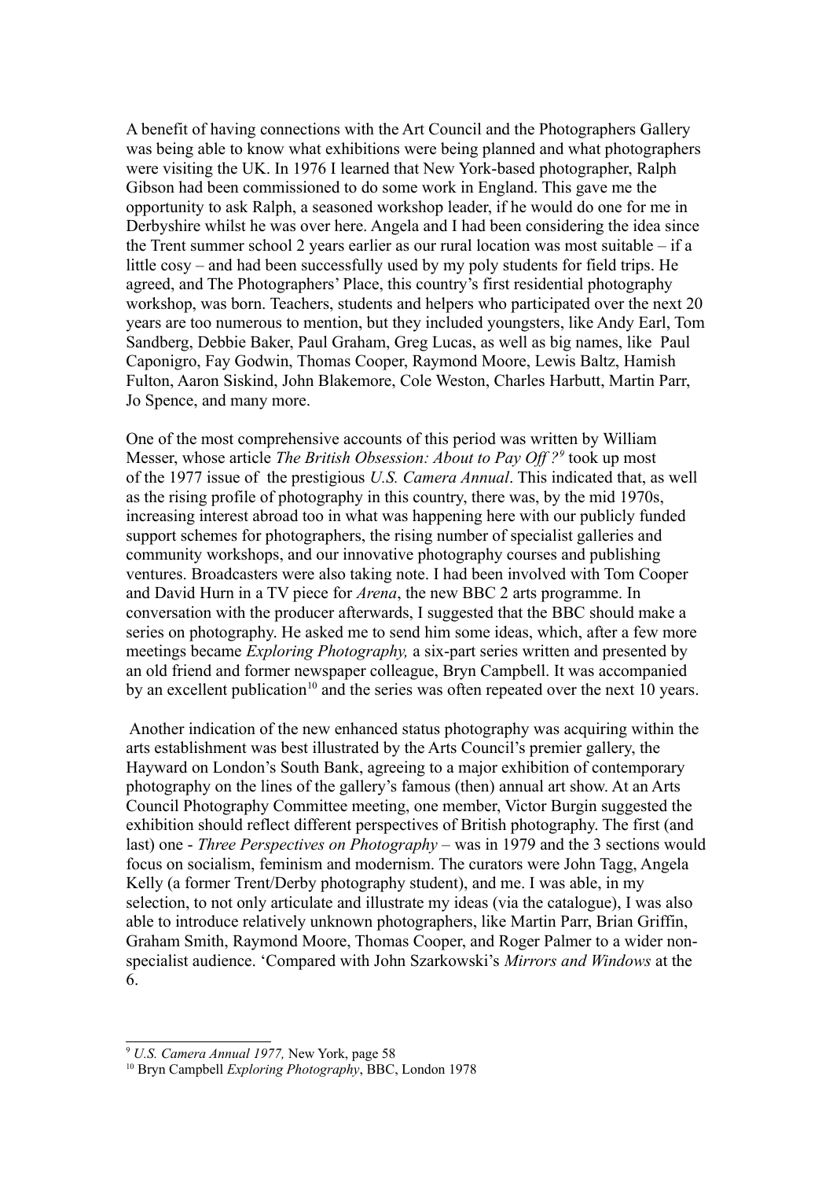A benefit of having connections with the Art Council and the Photographers Gallery was being able to know what exhibitions were being planned and what photographers were visiting the UK. In 1976 I learned that New York-based photographer, Ralph Gibson had been commissioned to do some work in England. This gave me the opportunity to ask Ralph, a seasoned workshop leader, if he would do one for me in Derbyshire whilst he was over here. Angela and I had been considering the idea since the Trent summer school 2 years earlier as our rural location was most suitable – if a little cosy – and had been successfully used by my poly students for field trips. He agreed, and The Photographers' Place, this country's first residential photography workshop, was born. Teachers, students and helpers who participated over the next 20 years are too numerous to mention, but they included youngsters, like Andy Earl, Tom Sandberg, Debbie Baker, Paul Graham, Greg Lucas, as well as big names, like Paul Caponigro, Fay Godwin, Thomas Cooper, Raymond Moore, Lewis Baltz, Hamish Fulton, Aaron Siskind, John Blakemore, Cole Weston, Charles Harbutt, Martin Parr, Jo Spence, and many more.

One of the most comprehensive accounts of this period was written by William Messer, whose article *The British Obsession: About to Pay Off ?*[9] took up most of the 1977 issue of the prestigious *U.S. Camera Annual*. This indicated that, as well as the rising profile of photography in this country, there was, by the mid 1970s, increasing interest abroad too in what was happening here with our publicly funded support schemes for photographers, the rising number of specialist galleries and community workshops, and our innovative photography courses and publishing ventures. Broadcasters were also taking note. I had been involved with Tom Cooper and David Hurn in a TV piece for *Arena*, the new BBC 2 arts programme. In conversation with the producer afterwards, I suggested that the BBC should make a series on photography. He asked me to send him some ideas, which, after a few more meetings became *Exploring Photography,* a six-part series written and presented by an old friend and former newspaper colleague, Bryn Campbell. It was accompanied by an excellent publication[10] and the series was often repeated over the next 10 years.

Another indication of the new enhanced status photography was acquiring within the arts establishment was best illustrated by the Arts Council's premier gallery, the Hayward on London's South Bank, agreeing to a major exhibition of contemporary photography on the lines of the gallery's famous (then) annual art show. At an Arts Council Photography Committee meeting, one member, Victor Burgin suggested the exhibition should reflect different perspectives of British photography. The first (and last) one - *Three Perspectives on Photography* – was in 1979 and the 3 sections would focus on socialism, feminism and modernism. The curators were John Tagg, Angela Kelly (a former Trent/Derby photography student), and me. I was able, in my selection, to not only articulate and illustrate my ideas (via the catalogue), I was also able to introduce relatively unknown photographers, like Martin Parr, Brian Griffin, Graham Smith, Raymond Moore, Thomas Cooper, and Roger Palmer to a wider non-specialist audience. 'Compared with John Szarkowski's *Mirrors and Windows* at the

---

[9] *U.S. Camera Annual 1977,* New York, page 58

[10] Bryn Campbell *Exploring Photography*, BBC, London 1978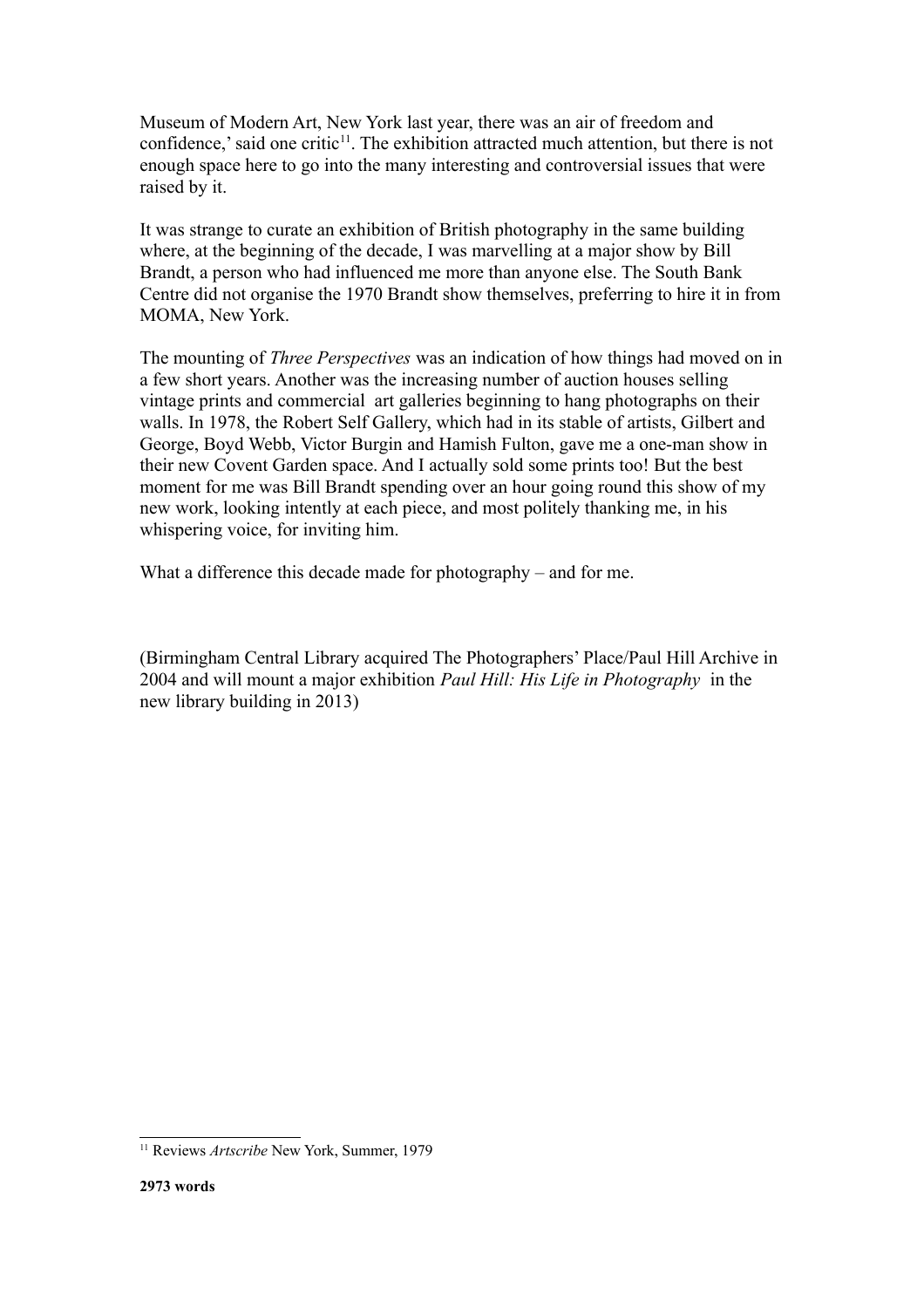Museum of Modern Art, New York last year, there was an air of freedom and confidence,' said one critic[11]. The exhibition attracted much attention, but there is not enough space here to go into the many interesting and controversial issues that were raised by it.

It was strange to curate an exhibition of British photography in the same building where, at the beginning of the decade, I was marvelling at a major show by Bill Brandt, a person who had influenced me more than anyone else. The South Bank Centre did not organise the 1970 Brandt show themselves, preferring to hire it in from MOMA, New York.

The mounting of *Three Perspectives* was an indication of how things had moved on in a few short years. Another was the increasing number of auction houses selling vintage prints and commercial art galleries beginning to hang photographs on their walls. In 1978, the Robert Self Gallery, which had in its stable of artists, Gilbert and George, Boyd Webb, Victor Burgin and Hamish Fulton, gave me a one-man show in their new Covent Garden space. And I actually sold some prints too! But the best moment for me was Bill Brandt spending over an hour going round this show of my new work, looking intently at each piece, and most politely thanking me, in his whispering voice, for inviting him.

What a difference this decade made for photography – and for me.

(Birmingham Central Library acquired The Photographers' Place/Paul Hill Archive in 2004 and will mount a major exhibition *Paul Hill: His Life in Photography* in the new library building in 2013)

[11] Reviews *Artscribe* New York, Summer, 1979

**2973 words**